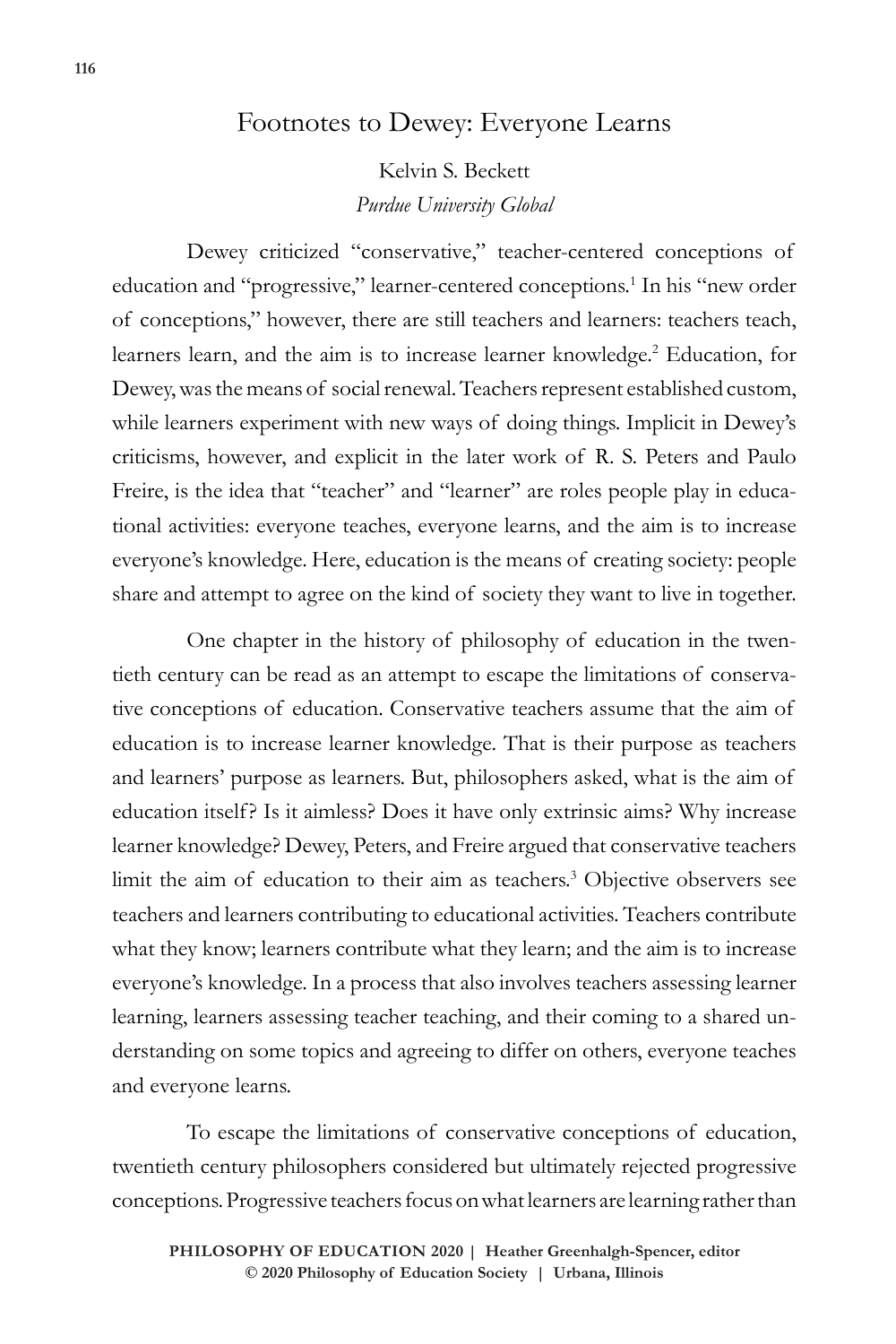# Footnotes to Dewey: Everyone Learns

Kelvin S. Beckett
*Purdue University Global*

Dewey criticized "conservative," teacher-centered conceptions of education and "progressive," learner-centered conceptions.[1] In his "new order of conceptions," however, there are still teachers and learners: teachers teach, learners learn, and the aim is to increase learner knowledge.[2] Education, for Dewey, was the means of social renewal. Teachers represent established custom, while learners experiment with new ways of doing things. Implicit in Dewey's criticisms, however, and explicit in the later work of R. S. Peters and Paulo Freire, is the idea that "teacher" and "learner" are roles people play in educational activities: everyone teaches, everyone learns, and the aim is to increase everyone's knowledge. Here, education is the means of creating society: people share and attempt to agree on the kind of society they want to live in together.

One chapter in the history of philosophy of education in the twentieth century can be read as an attempt to escape the limitations of conservative conceptions of education. Conservative teachers assume that the aim of education is to increase learner knowledge. That is their purpose as teachers and learners' purpose as learners. But, philosophers asked, what is the aim of education itself? Is it aimless? Does it have only extrinsic aims? Why increase learner knowledge? Dewey, Peters, and Freire argued that conservative teachers limit the aim of education to their aim as teachers.[3] Objective observers see teachers and learners contributing to educational activities. Teachers contribute what they know; learners contribute what they learn; and the aim is to increase everyone's knowledge. In a process that also involves teachers assessing learner learning, learners assessing teacher teaching, and their coming to a shared understanding on some topics and agreeing to differ on others, everyone teaches and everyone learns.

To escape the limitations of conservative conceptions of education, twentieth century philosophers considered but ultimately rejected progressive conceptions. Progressive teachers focus on what learners are learning rather than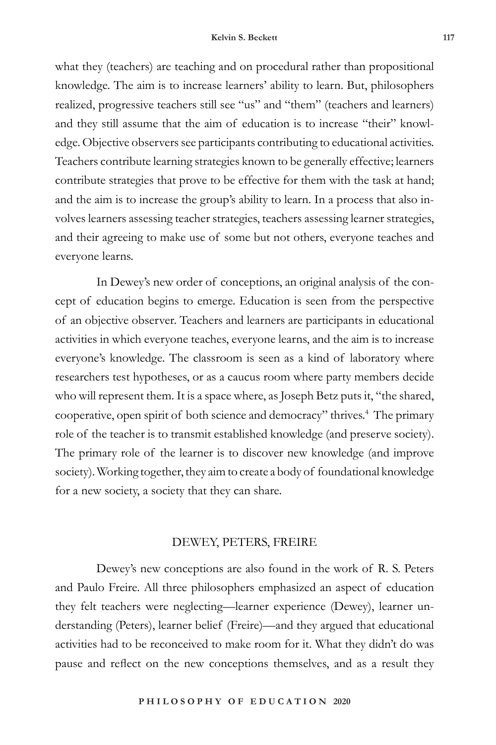what they (teachers) are teaching and on procedural rather than propositional knowledge. The aim is to increase learners' ability to learn. But, philosophers realized, progressive teachers still see "us" and "them" (teachers and learners) and they still assume that the aim of education is to increase "their" knowledge. Objective observers see participants contributing to educational activities. Teachers contribute learning strategies known to be generally effective; learners contribute strategies that prove to be effective for them with the task at hand; and the aim is to increase the group's ability to learn. In a process that also involves learners assessing teacher strategies, teachers assessing learner strategies, and their agreeing to make use of some but not others, everyone teaches and everyone learns.

In Dewey's new order of conceptions, an original analysis of the concept of education begins to emerge. Education is seen from the perspective of an objective observer. Teachers and learners are participants in educational activities in which everyone teaches, everyone learns, and the aim is to increase everyone's knowledge. The classroom is seen as a kind of laboratory where researchers test hypotheses, or as a caucus room where party members decide who will represent them. It is a space where, as Joseph Betz puts it, "the shared, cooperative, open spirit of both science and democracy" thrives.[4] The primary role of the teacher is to transmit established knowledge (and preserve society). The primary role of the learner is to discover new knowledge (and improve society). Working together, they aim to create a body of foundational knowledge for a new society, a society that they can share.

## DEWEY, PETERS, FREIRE

Dewey's new conceptions are also found in the work of R. S. Peters and Paulo Freire. All three philosophers emphasized an aspect of education they felt teachers were neglecting—learner experience (Dewey), learner understanding (Peters), learner belief (Freire)—and they argued that educational activities had to be reconceived to make room for it. What they didn't do was pause and reflect on the new conceptions themselves, and as a result they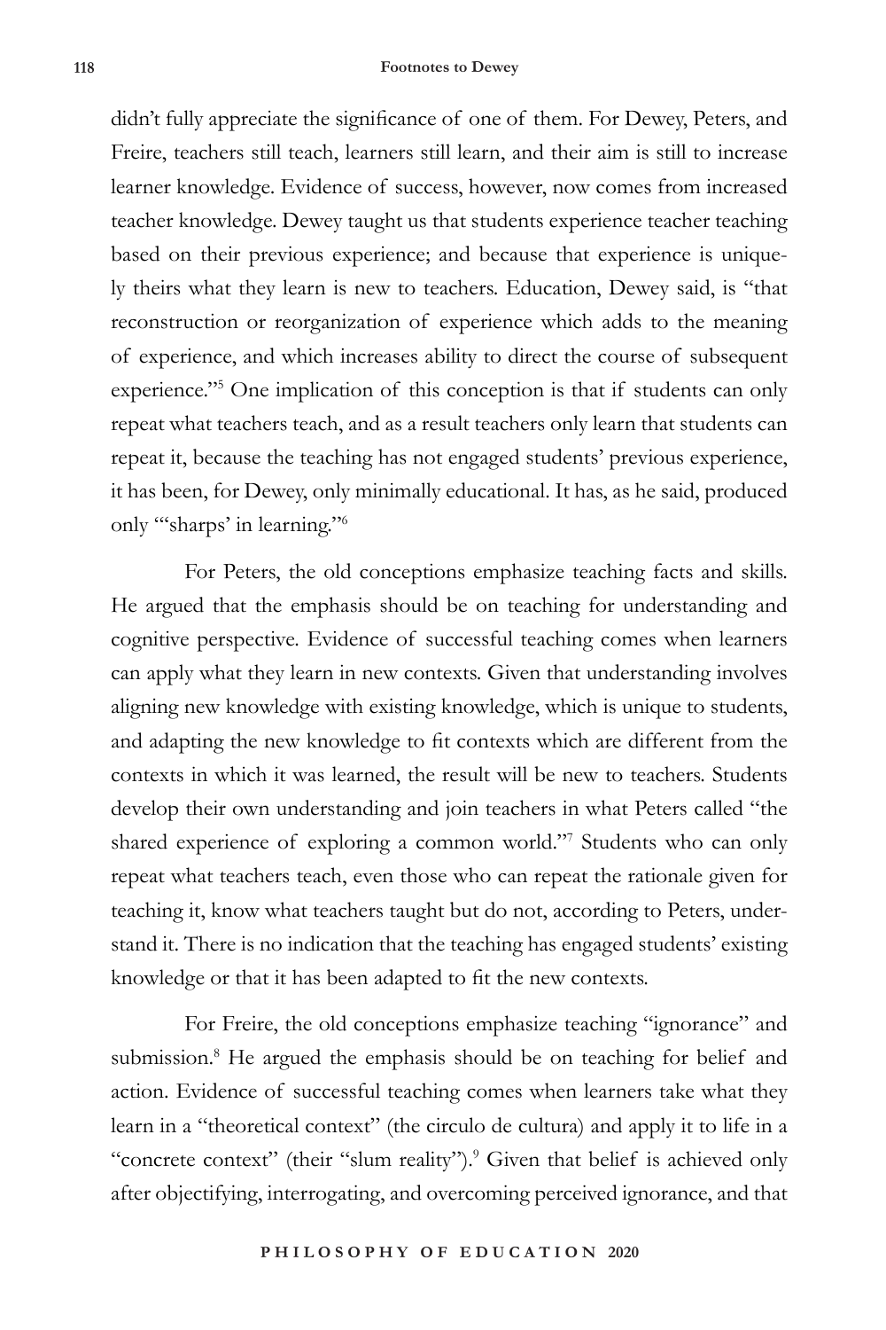didn't fully appreciate the significance of one of them. For Dewey, Peters, and Freire, teachers still teach, learners still learn, and their aim is still to increase learner knowledge. Evidence of success, however, now comes from increased teacher knowledge. Dewey taught us that students experience teacher teaching based on their previous experience; and because that experience is uniquely theirs what they learn is new to teachers. Education, Dewey said, is "that reconstruction or reorganization of experience which adds to the meaning of experience, and which increases ability to direct the course of subsequent experience."[5] One implication of this conception is that if students can only repeat what teachers teach, and as a result teachers only learn that students can repeat it, because the teaching has not engaged students' previous experience, it has been, for Dewey, only minimally educational. It has, as he said, produced only "'sharps' in learning."[6]

For Peters, the old conceptions emphasize teaching facts and skills. He argued that the emphasis should be on teaching for understanding and cognitive perspective. Evidence of successful teaching comes when learners can apply what they learn in new contexts. Given that understanding involves aligning new knowledge with existing knowledge, which is unique to students, and adapting the new knowledge to fit contexts which are different from the contexts in which it was learned, the result will be new to teachers. Students develop their own understanding and join teachers in what Peters called "the shared experience of exploring a common world."[7] Students who can only repeat what teachers teach, even those who can repeat the rationale given for teaching it, know what teachers taught but do not, according to Peters, understand it. There is no indication that the teaching has engaged students' existing knowledge or that it has been adapted to fit the new contexts.

For Freire, the old conceptions emphasize teaching "ignorance" and submission.[8] He argued the emphasis should be on teaching for belief and action. Evidence of successful teaching comes when learners take what they learn in a "theoretical context" (the circulo de cultura) and apply it to life in a "concrete context" (their "slum reality").[9] Given that belief is achieved only after objectifying, interrogating, and overcoming perceived ignorance, and that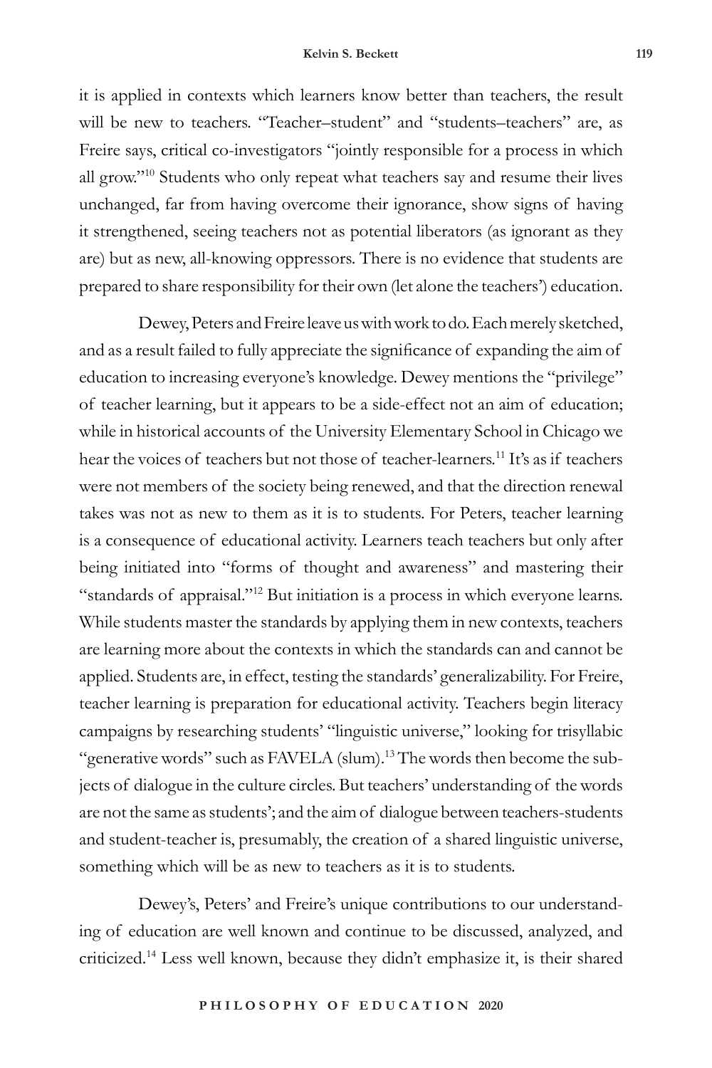it is applied in contexts which learners know better than teachers, the result will be new to teachers. "Teacher–student" and "students–teachers" are, as Freire says, critical co-investigators "jointly responsible for a process in which all grow."[10] Students who only repeat what teachers say and resume their lives unchanged, far from having overcome their ignorance, show signs of having it strengthened, seeing teachers not as potential liberators (as ignorant as they are) but as new, all-knowing oppressors. There is no evidence that students are prepared to share responsibility for their own (let alone the teachers') education.

Dewey, Peters and Freire leave us with work to do. Each merely sketched, and as a result failed to fully appreciate the significance of expanding the aim of education to increasing everyone's knowledge. Dewey mentions the "privilege" of teacher learning, but it appears to be a side-effect not an aim of education; while in historical accounts of the University Elementary School in Chicago we hear the voices of teachers but not those of teacher-learners.[11] It's as if teachers were not members of the society being renewed, and that the direction renewal takes was not as new to them as it is to students. For Peters, teacher learning is a consequence of educational activity. Learners teach teachers but only after being initiated into "forms of thought and awareness" and mastering their "standards of appraisal."[12] But initiation is a process in which everyone learns. While students master the standards by applying them in new contexts, teachers are learning more about the contexts in which the standards can and cannot be applied. Students are, in effect, testing the standards' generalizability. For Freire, teacher learning is preparation for educational activity. Teachers begin literacy campaigns by researching students' "linguistic universe," looking for trisyllabic "generative words" such as FAVELA (slum).[13] The words then become the subjects of dialogue in the culture circles. But teachers' understanding of the words are not the same as students'; and the aim of dialogue between teachers-students and student-teacher is, presumably, the creation of a shared linguistic universe, something which will be as new to teachers as it is to students.

Dewey's, Peters' and Freire's unique contributions to our understanding of education are well known and continue to be discussed, analyzed, and criticized.[14] Less well known, because they didn't emphasize it, is their shared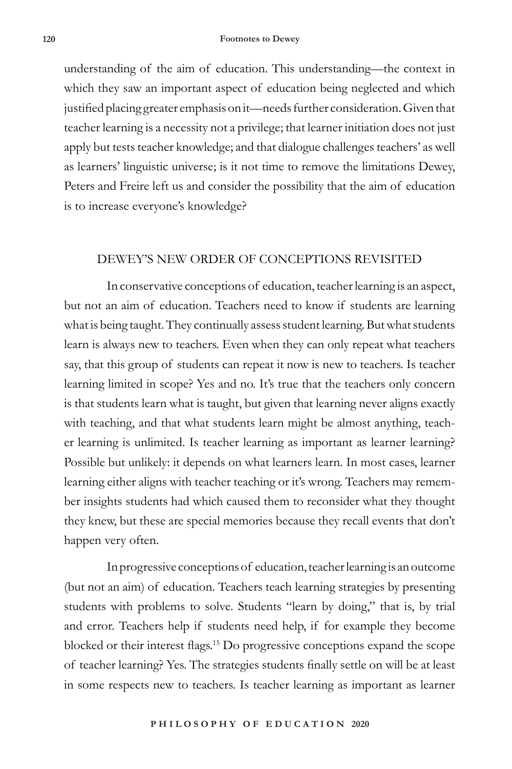understanding of the aim of education. This understanding—the context in which they saw an important aspect of education being neglected and which justified placing greater emphasis on it—needs further consideration. Given that teacher learning is a necessity not a privilege; that learner initiation does not just apply but tests teacher knowledge; and that dialogue challenges teachers' as well as learners' linguistic universe; is it not time to remove the limitations Dewey, Peters and Freire left us and consider the possibility that the aim of education is to increase everyone's knowledge?

## DEWEY'S NEW ORDER OF CONCEPTIONS REVISITED

In conservative conceptions of education, teacher learning is an aspect, but not an aim of education. Teachers need to know if students are learning what is being taught. They continually assess student learning. But what students learn is always new to teachers. Even when they can only repeat what teachers say, that this group of students can repeat it now is new to teachers. Is teacher learning limited in scope? Yes and no. It's true that the teachers only concern is that students learn what is taught, but given that learning never aligns exactly with teaching, and that what students learn might be almost anything, teacher learning is unlimited. Is teacher learning as important as learner learning? Possible but unlikely: it depends on what learners learn. In most cases, learner learning either aligns with teacher teaching or it's wrong. Teachers may remember insights students had which caused them to reconsider what they thought they knew, but these are special memories because they recall events that don't happen very often.

In progressive conceptions of education, teacher learning is an outcome (but not an aim) of education. Teachers teach learning strategies by presenting students with problems to solve. Students "learn by doing," that is, by trial and error. Teachers help if students need help, if for example they become blocked or their interest flags.[15] Do progressive conceptions expand the scope of teacher learning? Yes. The strategies students finally settle on will be at least in some respects new to teachers. Is teacher learning as important as learner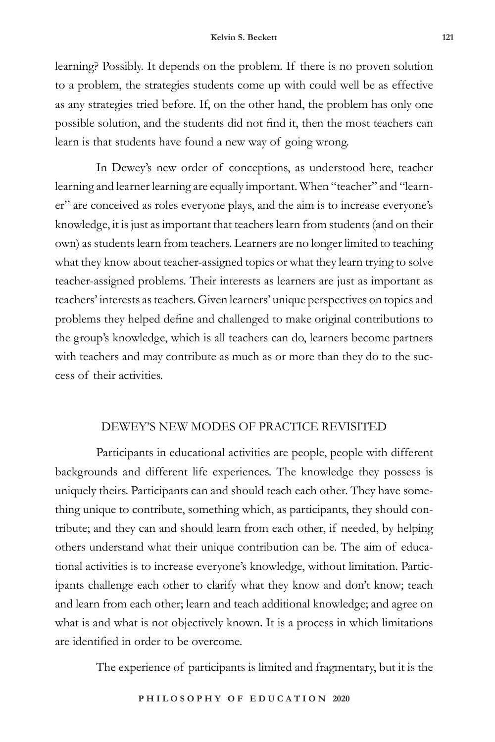learning? Possibly. It depends on the problem. If there is no proven solution to a problem, the strategies students come up with could well be as effective as any strategies tried before. If, on the other hand, the problem has only one possible solution, and the students did not find it, then the most teachers can learn is that students have found a new way of going wrong.

In Dewey's new order of conceptions, as understood here, teacher learning and learner learning are equally important. When "teacher" and "learner" are conceived as roles everyone plays, and the aim is to increase everyone's knowledge, it is just as important that teachers learn from students (and on their own) as students learn from teachers. Learners are no longer limited to teaching what they know about teacher-assigned topics or what they learn trying to solve teacher-assigned problems. Their interests as learners are just as important as teachers' interests as teachers. Given learners' unique perspectives on topics and problems they helped define and challenged to make original contributions to the group's knowledge, which is all teachers can do, learners become partners with teachers and may contribute as much as or more than they do to the success of their activities.

## DEWEY'S NEW MODES OF PRACTICE REVISITED

Participants in educational activities are people, people with different backgrounds and different life experiences. The knowledge they possess is uniquely theirs. Participants can and should teach each other. They have something unique to contribute, something which, as participants, they should contribute; and they can and should learn from each other, if needed, by helping others understand what their unique contribution can be. The aim of educational activities is to increase everyone's knowledge, without limitation. Participants challenge each other to clarify what they know and don't know; teach and learn from each other; learn and teach additional knowledge; and agree on what is and what is not objectively known. It is a process in which limitations are identified in order to be overcome.

The experience of participants is limited and fragmentary, but it is the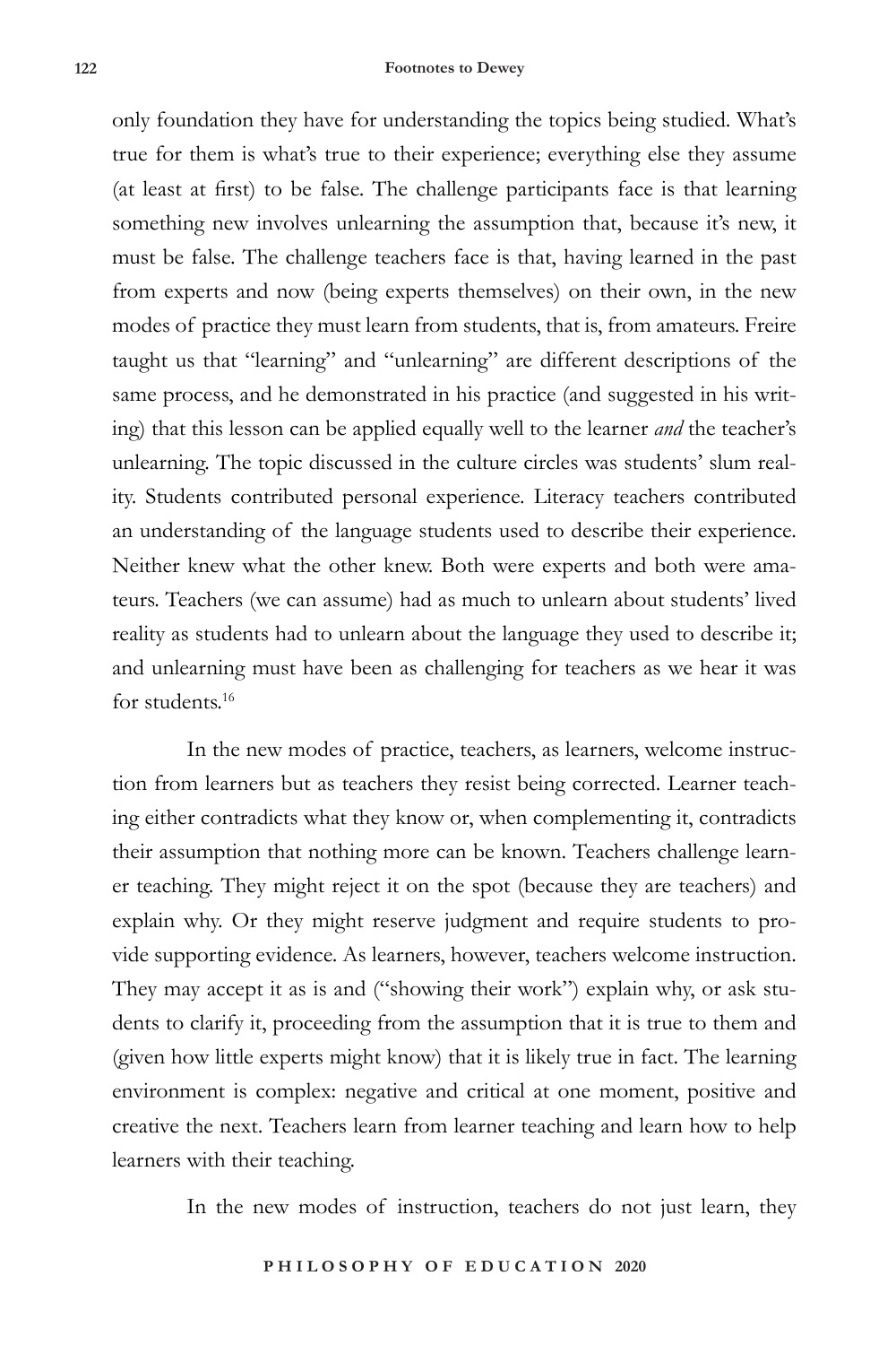only foundation they have for understanding the topics being studied. What's true for them is what's true to their experience; everything else they assume (at least at first) to be false. The challenge participants face is that learning something new involves unlearning the assumption that, because it's new, it must be false. The challenge teachers face is that, having learned in the past from experts and now (being experts themselves) on their own, in the new modes of practice they must learn from students, that is, from amateurs. Freire taught us that "learning" and "unlearning" are different descriptions of the same process, and he demonstrated in his practice (and suggested in his writing) that this lesson can be applied equally well to the learner *and* the teacher's unlearning. The topic discussed in the culture circles was students' slum reality. Students contributed personal experience. Literacy teachers contributed an understanding of the language students used to describe their experience. Neither knew what the other knew. Both were experts and both were amateurs. Teachers (we can assume) had as much to unlearn about students' lived reality as students had to unlearn about the language they used to describe it; and unlearning must have been as challenging for teachers as we hear it was for students.[16]

In the new modes of practice, teachers, as learners, welcome instruction from learners but as teachers they resist being corrected. Learner teaching either contradicts what they know or, when complementing it, contradicts their assumption that nothing more can be known. Teachers challenge learner teaching. They might reject it on the spot (because they are teachers) and explain why. Or they might reserve judgment and require students to provide supporting evidence. As learners, however, teachers welcome instruction. They may accept it as is and ("showing their work") explain why, or ask students to clarify it, proceeding from the assumption that it is true to them and (given how little experts might know) that it is likely true in fact. The learning environment is complex: negative and critical at one moment, positive and creative the next. Teachers learn from learner teaching and learn how to help learners with their teaching.

In the new modes of instruction, teachers do not just learn, they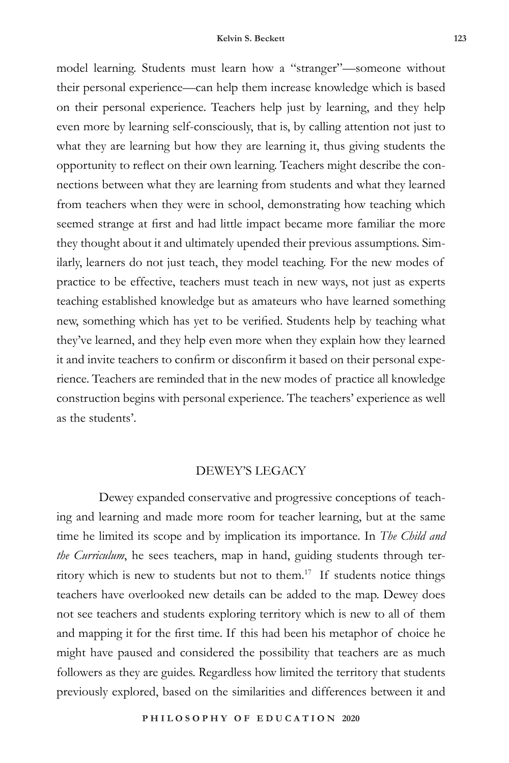model learning. Students must learn how a "stranger"—someone without their personal experience—can help them increase knowledge which is based on their personal experience. Teachers help just by learning, and they help even more by learning self-consciously, that is, by calling attention not just to what they are learning but how they are learning it, thus giving students the opportunity to reflect on their own learning. Teachers might describe the connections between what they are learning from students and what they learned from teachers when they were in school, demonstrating how teaching which seemed strange at first and had little impact became more familiar the more they thought about it and ultimately upended their previous assumptions. Similarly, learners do not just teach, they model teaching. For the new modes of practice to be effective, teachers must teach in new ways, not just as experts teaching established knowledge but as amateurs who have learned something new, something which has yet to be verified. Students help by teaching what they've learned, and they help even more when they explain how they learned it and invite teachers to confirm or disconfirm it based on their personal experience. Teachers are reminded that in the new modes of practice all knowledge construction begins with personal experience. The teachers' experience as well as the students'.

## DEWEY'S LEGACY

Dewey expanded conservative and progressive conceptions of teaching and learning and made more room for teacher learning, but at the same time he limited its scope and by implication its importance. In *The Child and the Curriculum*, he sees teachers, map in hand, guiding students through territory which is new to students but not to them.[17] If students notice things teachers have overlooked new details can be added to the map. Dewey does not see teachers and students exploring territory which is new to all of them and mapping it for the first time. If this had been his metaphor of choice he might have paused and considered the possibility that teachers are as much followers as they are guides. Regardless how limited the territory that students previously explored, based on the similarities and differences between it and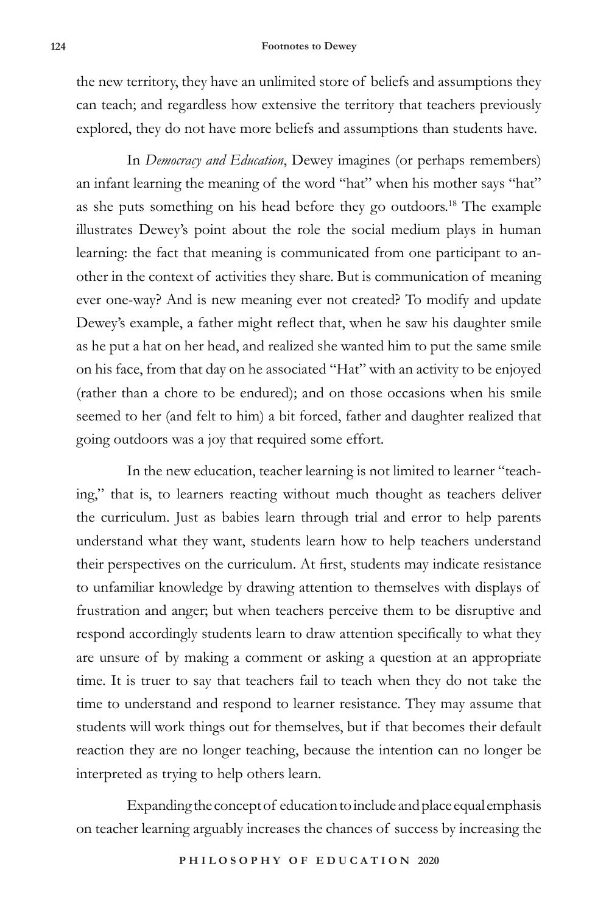the new territory, they have an unlimited store of beliefs and assumptions they can teach; and regardless how extensive the territory that teachers previously explored, they do not have more beliefs and assumptions than students have.

In *Democracy and Education*, Dewey imagines (or perhaps remembers) an infant learning the meaning of the word "hat" when his mother says "hat" as she puts something on his head before they go outdoors.[18] The example illustrates Dewey's point about the role the social medium plays in human learning: the fact that meaning is communicated from one participant to another in the context of activities they share. But is communication of meaning ever one-way? And is new meaning ever not created? To modify and update Dewey's example, a father might reflect that, when he saw his daughter smile as he put a hat on her head, and realized she wanted him to put the same smile on his face, from that day on he associated "Hat" with an activity to be enjoyed (rather than a chore to be endured); and on those occasions when his smile seemed to her (and felt to him) a bit forced, father and daughter realized that going outdoors was a joy that required some effort.

In the new education, teacher learning is not limited to learner "teaching," that is, to learners reacting without much thought as teachers deliver the curriculum. Just as babies learn through trial and error to help parents understand what they want, students learn how to help teachers understand their perspectives on the curriculum. At first, students may indicate resistance to unfamiliar knowledge by drawing attention to themselves with displays of frustration and anger; but when teachers perceive them to be disruptive and respond accordingly students learn to draw attention specifically to what they are unsure of by making a comment or asking a question at an appropriate time. It is truer to say that teachers fail to teach when they do not take the time to understand and respond to learner resistance. They may assume that students will work things out for themselves, but if that becomes their default reaction they are no longer teaching, because the intention can no longer be interpreted as trying to help others learn.

Expanding the concept of education to include and place equal emphasis on teacher learning arguably increases the chances of success by increasing the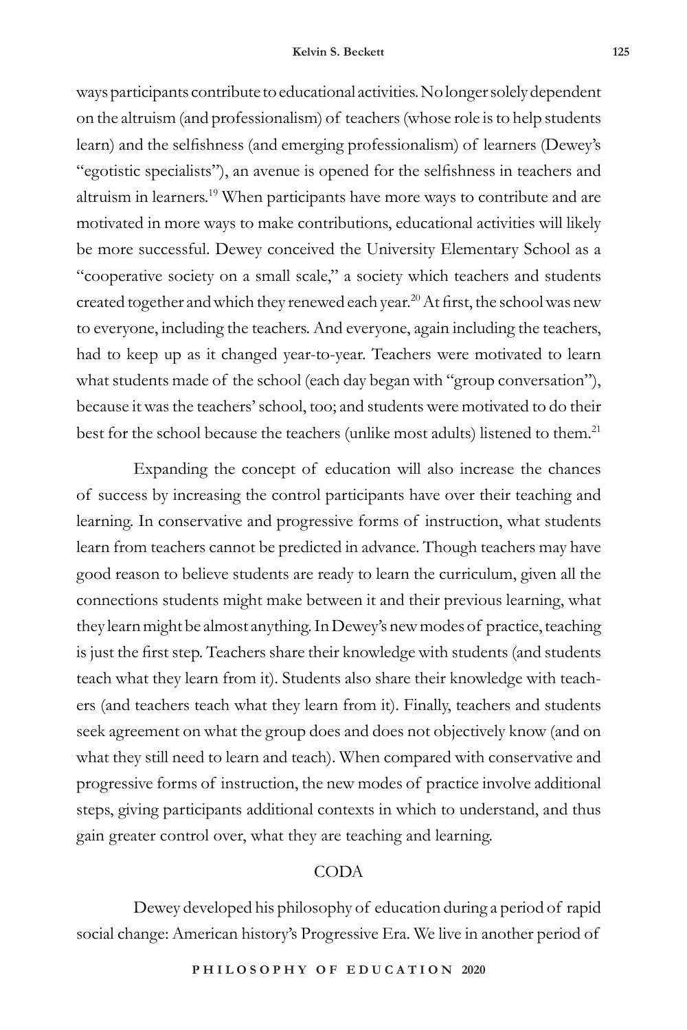ways participants contribute to educational activities. No longer solely dependent on the altruism (and professionalism) of teachers (whose role is to help students learn) and the selfishness (and emerging professionalism) of learners (Dewey's "egotistic specialists"), an avenue is opened for the selfishness in teachers and altruism in learners.[19] When participants have more ways to contribute and are motivated in more ways to make contributions, educational activities will likely be more successful. Dewey conceived the University Elementary School as a "cooperative society on a small scale," a society which teachers and students created together and which they renewed each year.[20] At first, the school was new to everyone, including the teachers. And everyone, again including the teachers, had to keep up as it changed year-to-year. Teachers were motivated to learn what students made of the school (each day began with "group conversation"), because it was the teachers' school, too; and students were motivated to do their best for the school because the teachers (unlike most adults) listened to them.[21]

Expanding the concept of education will also increase the chances of success by increasing the control participants have over their teaching and learning. In conservative and progressive forms of instruction, what students learn from teachers cannot be predicted in advance. Though teachers may have good reason to believe students are ready to learn the curriculum, given all the connections students might make between it and their previous learning, what they learn might be almost anything. In Dewey's new modes of practice, teaching is just the first step. Teachers share their knowledge with students (and students teach what they learn from it). Students also share their knowledge with teachers (and teachers teach what they learn from it). Finally, teachers and students seek agreement on what the group does and does not objectively know (and on what they still need to learn and teach). When compared with conservative and progressive forms of instruction, the new modes of practice involve additional steps, giving participants additional contexts in which to understand, and thus gain greater control over, what they are teaching and learning.

## CODA

Dewey developed his philosophy of education during a period of rapid social change: American history's Progressive Era. We live in another period of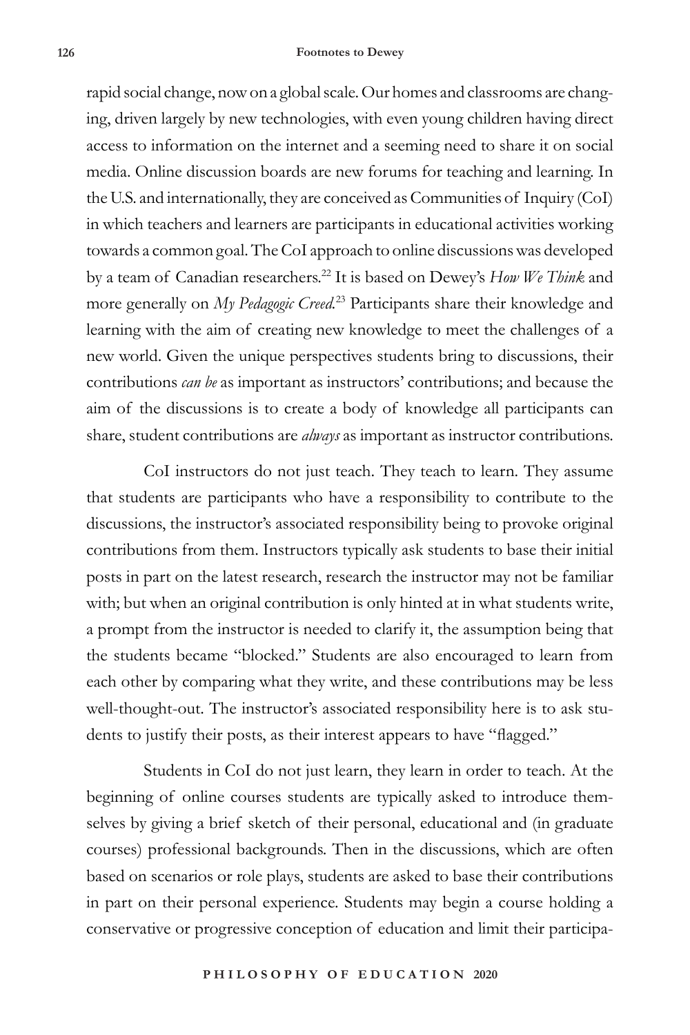rapid social change, now on a global scale. Our homes and classrooms are changing, driven largely by new technologies, with even young children having direct access to information on the internet and a seeming need to share it on social media. Online discussion boards are new forums for teaching and learning. In the U.S. and internationally, they are conceived as Communities of Inquiry (CoI) in which teachers and learners are participants in educational activities working towards a common goal. The CoI approach to online discussions was developed by a team of Canadian researchers.[22] It is based on Dewey's *How We Think* and more generally on *My Pedagogic Creed*.[23] Participants share their knowledge and learning with the aim of creating new knowledge to meet the challenges of a new world. Given the unique perspectives students bring to discussions, their contributions *can be* as important as instructors' contributions; and because the aim of the discussions is to create a body of knowledge all participants can share, student contributions are *always* as important as instructor contributions.

CoI instructors do not just teach. They teach to learn. They assume that students are participants who have a responsibility to contribute to the discussions, the instructor's associated responsibility being to provoke original contributions from them. Instructors typically ask students to base their initial posts in part on the latest research, research the instructor may not be familiar with; but when an original contribution is only hinted at in what students write, a prompt from the instructor is needed to clarify it, the assumption being that the students became "blocked." Students are also encouraged to learn from each other by comparing what they write, and these contributions may be less well-thought-out. The instructor's associated responsibility here is to ask students to justify their posts, as their interest appears to have "flagged."

Students in CoI do not just learn, they learn in order to teach. At the beginning of online courses students are typically asked to introduce themselves by giving a brief sketch of their personal, educational and (in graduate courses) professional backgrounds. Then in the discussions, which are often based on scenarios or role plays, students are asked to base their contributions in part on their personal experience. Students may begin a course holding a conservative or progressive conception of education and limit their participa-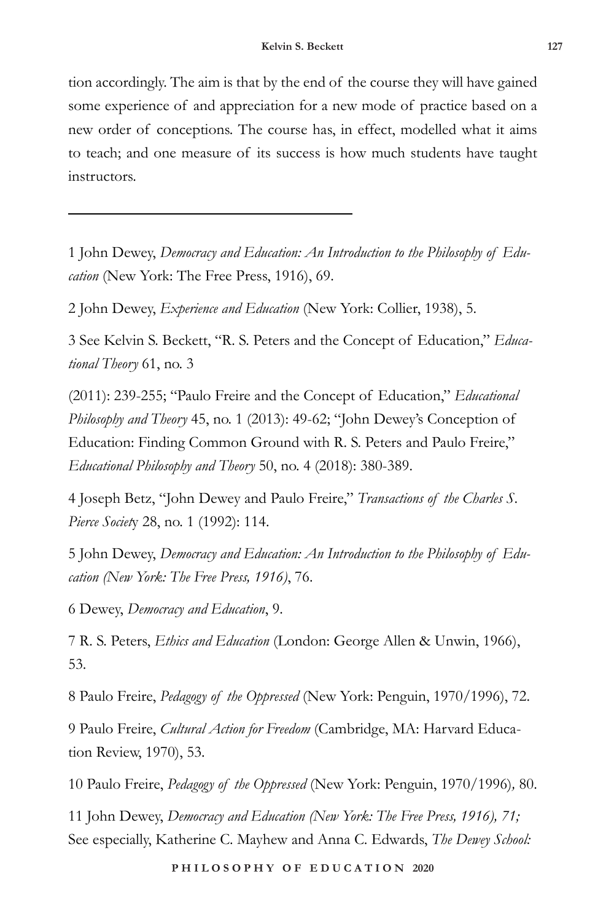tion accordingly. The aim is that by the end of the course they will have gained some experience of and appreciation for a new mode of practice based on a new order of conceptions. The course has, in effect, modelled what it aims to teach; and one measure of its success is how much students have taught instructors.

---

1 John Dewey, *Democracy and Education: An Introduction to the Philosophy of Education* (New York: The Free Press, 1916), 69.

2 John Dewey, *Experience and Education* (New York: Collier, 1938), 5.

3 See Kelvin S. Beckett, "R. S. Peters and the Concept of Education," *Educational Theory* 61, no. 3

(2011): 239-255; "Paulo Freire and the Concept of Education," *Educational Philosophy and Theory* 45, no. 1 (2013): 49-62; "John Dewey's Conception of Education: Finding Common Ground with R. S. Peters and Paulo Freire," *Educational Philosophy and Theory* 50, no. 4 (2018): 380-389.

4 Joseph Betz, "John Dewey and Paulo Freire," *Transactions of the Charles S. Pierce Society* 28, no. 1 (1992): 114.

5 John Dewey, *Democracy and Education: An Introduction to the Philosophy of Education (New York: The Free Press, 1916)*, 76.

6 Dewey, *Democracy and Education*, 9.

7 R. S. Peters, *Ethics and Education* (London: George Allen & Unwin, 1966), 53.

8 Paulo Freire, *Pedagogy of the Oppressed* (New York: Penguin, 1970/1996), 72.

9 Paulo Freire, *Cultural Action for Freedom* (Cambridge, MA: Harvard Education Review, 1970), 53.

10 Paulo Freire, *Pedagogy of the Oppressed* (New York: Penguin, 1970/1996), 80.

11 John Dewey, *Democracy and Education (New York: The Free Press, 1916), 71;* See especially, Katherine C. Mayhew and Anna C. Edwards, *The Dewey School:*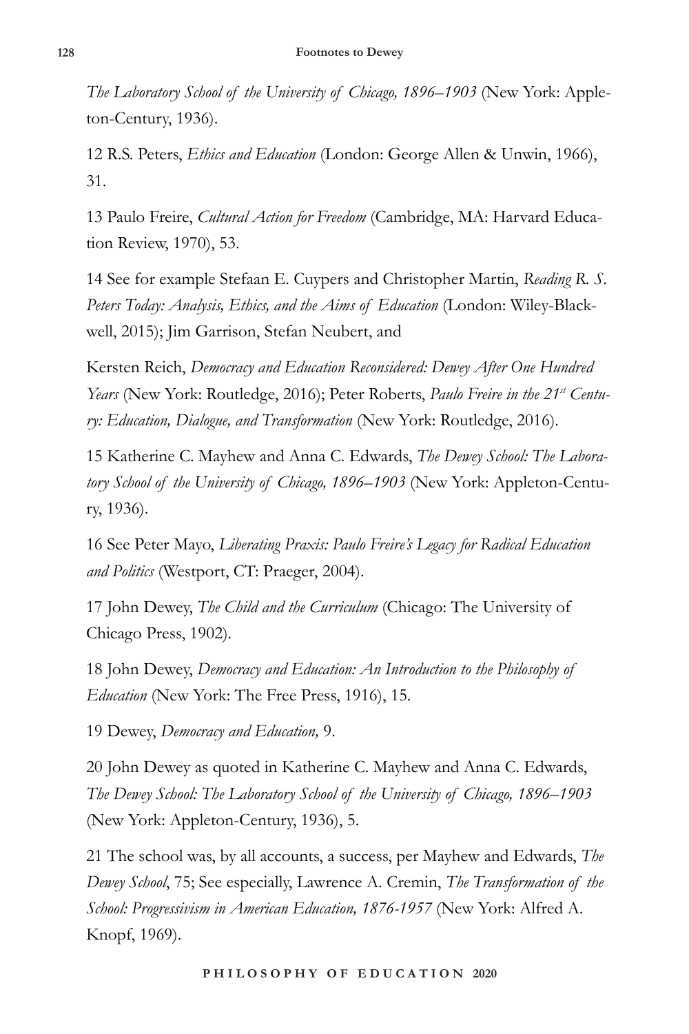*The Laboratory School of the University of Chicago, 1896–1903* (New York: Appleton-Century, 1936).

12 R.S. Peters, *Ethics and Education* (London: George Allen & Unwin, 1966), 31.

13 Paulo Freire, *Cultural Action for Freedom* (Cambridge, MA: Harvard Education Review, 1970), 53.

14 See for example Stefaan E. Cuypers and Christopher Martin, *Reading R. S. Peters Today: Analysis, Ethics, and the Aims of Education* (London: Wiley-Blackwell, 2015); Jim Garrison, Stefan Neubert, and Kersten Reich, *Democracy and Education Reconsidered: Dewey After One Hundred Years* (New York: Routledge, 2016); Peter Roberts, *Paulo Freire in the 21st Century: Education, Dialogue, and Transformation* (New York: Routledge, 2016).

15 Katherine C. Mayhew and Anna C. Edwards, *The Dewey School: The Laboratory School of the University of Chicago, 1896–1903* (New York: Appleton-Century, 1936).

16 See Peter Mayo, *Liberating Praxis: Paulo Freire's Legacy for Radical Education and Politics* (Westport, CT: Praeger, 2004).

17 John Dewey, *The Child and the Curriculum* (Chicago: The University of Chicago Press, 1902).

18 John Dewey, *Democracy and Education: An Introduction to the Philosophy of Education* (New York: The Free Press, 1916), 15.

19 Dewey, *Democracy and Education,* 9.

20 John Dewey as quoted in Katherine C. Mayhew and Anna C. Edwards, *The Dewey School: The Laboratory School of the University of Chicago, 1896–1903* (New York: Appleton-Century, 1936), 5.

21 The school was, by all accounts, a success, per Mayhew and Edwards, *The Dewey School*, 75; See especially, Lawrence A. Cremin, *The Transformation of the School: Progressivism in American Education, 1876-1957* (New York: Alfred A. Knopf, 1969).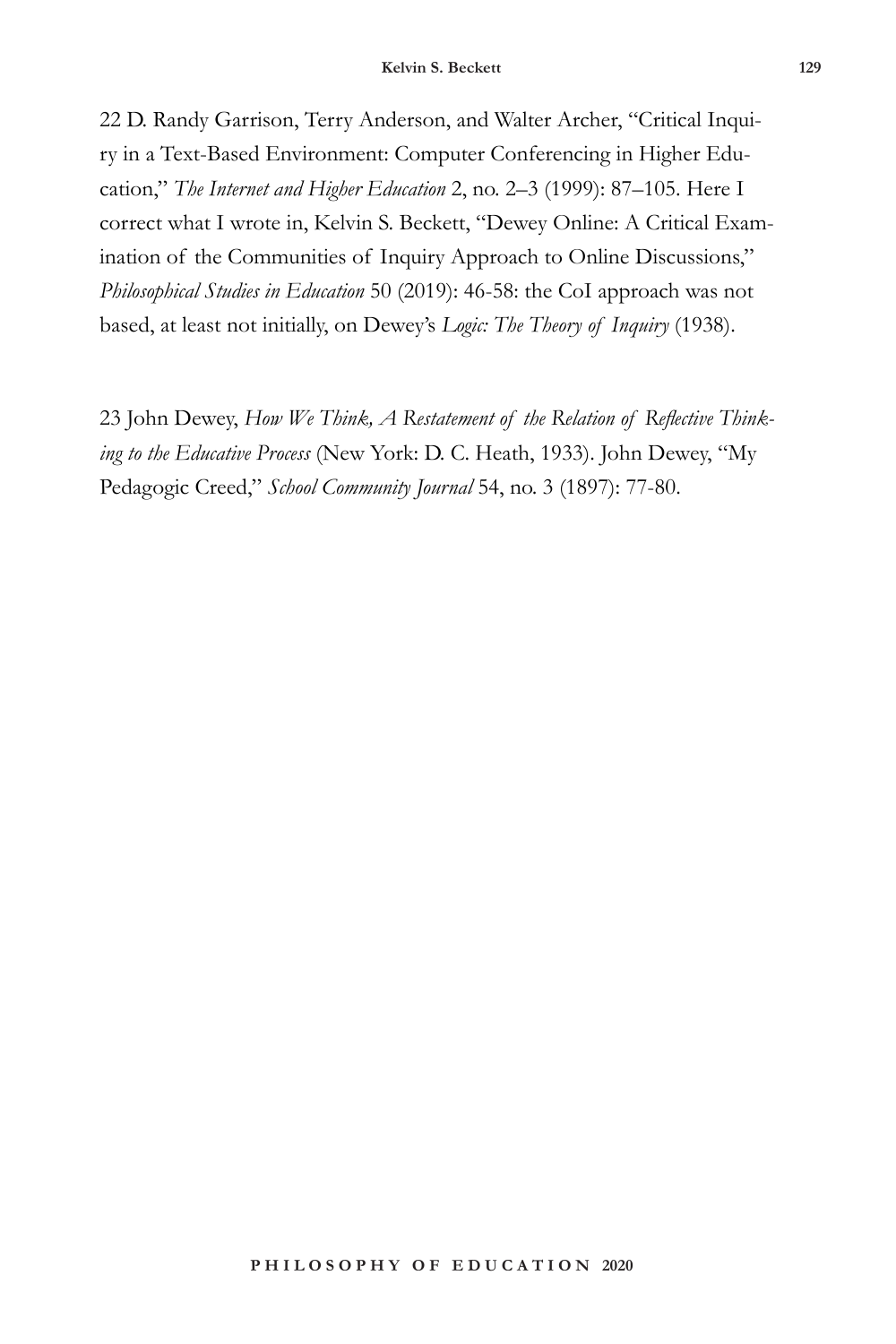22 D. Randy Garrison, Terry Anderson, and Walter Archer, "Critical Inquiry in a Text-Based Environment: Computer Conferencing in Higher Education," *The Internet and Higher Education* 2, no. 2–3 (1999): 87–105. Here I correct what I wrote in, Kelvin S. Beckett, "Dewey Online: A Critical Examination of the Communities of Inquiry Approach to Online Discussions," *Philosophical Studies in Education* 50 (2019): 46-58: the CoI approach was not based, at least not initially, on Dewey's *Logic: The Theory of Inquiry* (1938).

23 John Dewey, *How We Think, A Restatement of the Relation of Reflective Thinking to the Educative Process* (New York: D. C. Heath, 1933). John Dewey, "My Pedagogic Creed," *School Community Journal* 54, no. 3 (1897): 77-80.